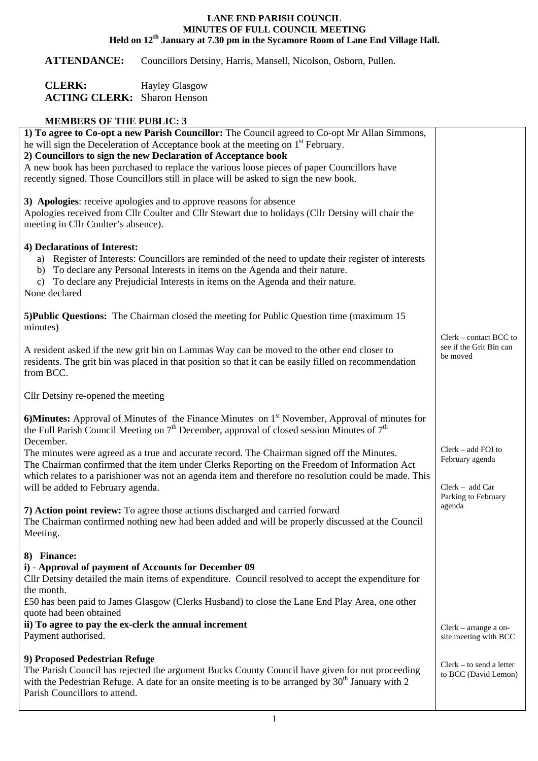# LANE END PARISH COUNCIL
## MINUTES OF FULL COUNCIL MEETING
### Held on 12th January at 7.30 pm in the Sycamore Room of Lane End Village Hall.

**ATTENDANCE:** Councillors Detsiny, Harris, Mansell, Nicolson, Osborn, Pullen.

**CLERK:** Hayley Glasgow
**ACTING CLERK:** Sharon Henson

**MEMBERS OF THE PUBLIC: 3**

| Minutes | Actions |
|---|---|
| **1) To agree to Co-opt a new Parish Councillor:** The Council agreed to Co-opt Mr Allan Simmons, he will sign the Deceleration of Acceptance book at the meeting on 1st February. | |
| **2) Councillors to sign the new Declaration of Acceptance book**<br>A new book has been purchased to replace the various loose pieces of paper Councillors have recently signed. Those Councillors still in place will be asked to sign the new book. | |
| **3) Apologies**: receive apologies and to approve reasons for absence<br>Apologies received from Cllr Coulter and Cllr Stewart due to holidays (Cllr Detsiny will chair the meeting in Cllr Coulter's absence). | |
| **4) Declarations of Interest:**<br>a) Register of Interests: Councillors are reminded of the need to update their register of interests<br>b) To declare any Personal Interests in items on the Agenda and their nature.<br>c) To declare any Prejudicial Interests in items on the Agenda and their nature.<br>None declared | |
| **5)Public Questions:** The Chairman closed the meeting for Public Question time (maximum 15 minutes)<br><br>A resident asked if the new grit bin on Lammas Way can be moved to the other end closer to residents. The grit bin was placed in that position so that it can be easily filled on recommendation from BCC.<br><br>Cllr Detsiny re-opened the meeting | Clerk – contact BCC to see if the Grit Bin can be moved |
| **6)Minutes:** Approval of Minutes of the Finance Minutes on 1st November, Approval of minutes for the Full Parish Council Meeting on 7th December, approval of closed session Minutes of 7th December.<br>The minutes were agreed as a true and accurate record. The Chairman signed off the Minutes.<br>The Chairman confirmed that the item under Clerks Reporting on the Freedom of Information Act which relates to a parishioner was not an agenda item and therefore no resolution could be made. This will be added to February agenda. | Clerk – add FOI to February agenda<br><br>Clerk – add Car Parking to February agenda |
| **7) Action point review:** To agree those actions discharged and carried forward<br>The Chairman confirmed nothing new had been added and will be properly discussed at the Council Meeting. | |
| **8) Finance:**<br>**i) - Approval of payment of Accounts for December 09**<br>Cllr Detsiny detailed the main items of expenditure. Council resolved to accept the expenditure for the month.<br>£50 has been paid to James Glasgow (Clerks Husband) to close the Lane End Play Area, one other quote had been obtained<br>**ii) To agree to pay the ex-clerk the annual increment**<br>Payment authorised. | |
| **9) Proposed Pedestrian Refuge**<br>The Parish Council has rejected the argument Bucks County Council have given for not proceeding with the Pedestrian Refuge. A date for an onsite meeting is to be arranged by 30th January with 2 Parish Councillors to attend. | Clerk – arrange a on-site meeting with BCC<br><br>Clerk – to send a letter to BCC (David Lemon) |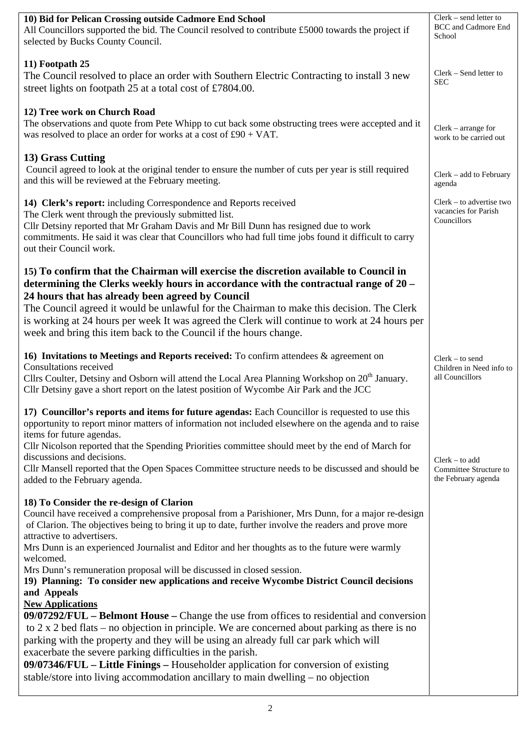| | |
|---|---|
| **10) Bid for Pelican Crossing outside Cadmore End School**<br>All Councillors supported the bid. The Council resolved to contribute £5000 towards the project if selected by Bucks County Council. | Clerk – send letter to BCC and Cadmore End School |
| **11) Footpath 25**<br>The Council resolved to place an order with Southern Electric Contracting to install 3 new street lights on footpath 25 at a total cost of £7804.00. | Clerk – Send letter to SEC |
| **12) Tree work on Church Road**<br>The observations and quote from Pete Whipp to cut back some obstructing trees were accepted and it was resolved to place an order for works at a cost of £90 + VAT. | Clerk – arrange for work to be carried out |
| **13) Grass Cutting**<br>Council agreed to look at the original tender to ensure the number of cuts per year is still required and this will be reviewed at the February meeting. | Clerk – add to February agenda |
| **14) Clerk's report:** including Correspondence and Reports received<br>The Clerk went through the previously submitted list.<br>Cllr Detsiny reported that Mr Graham Davis and Mr Bill Dunn has resigned due to work commitments. He said it was clear that Councillors who had full time jobs found it difficult to carry out their Council work. | Clerk – to advertise two vacancies for Parish Councillors |
| **15) To confirm that the Chairman will exercise the discretion available to Council in determining the Clerks weekly hours in accordance with the contractual range of 20 – 24 hours that has already been agreed by Council**<br>The Council agreed it would be unlawful for the Chairman to make this decision. The Clerk is working at 24 hours per week It was agreed the Clerk will continue to work at 24 hours per week and bring this item back to the Council if the hours change. | |
| **16) Invitations to Meetings and Reports received:** To confirm attendees & agreement on Consultations received<br>Cllrs Coulter, Detsiny and Osborn will attend the Local Area Planning Workshop on 20th January.<br>Cllr Detsiny gave a short report on the latest position of Wycombe Air Park and the JCC | Clerk – to send Children in Need info to all Councillors |
| **17) Councillor's reports and items for future agendas:** Each Councillor is requested to use this opportunity to report minor matters of information not included elsewhere on the agenda and to raise items for future agendas.<br>Cllr Nicolson reported that the Spending Priorities committee should meet by the end of March for discussions and decisions.<br>Cllr Mansell reported that the Open Spaces Committee structure needs to be discussed and should be added to the February agenda. | Clerk – to add Committee Structure to the February agenda |
| **18) To Consider the re-design of Clarion**<br>Council have received a comprehensive proposal from a Parishioner, Mrs Dunn, for a major re-design of Clarion. The objectives being to bring it up to date, further involve the readers and prove more attractive to advertisers.<br>Mrs Dunn is an experienced Journalist and Editor and her thoughts as to the future were warmly welcomed.<br>Mrs Dunn's remuneration proposal will be discussed in closed session.<br>**19) Planning: To consider new applications and receive Wycombe District Council decisions and Appeals**<br>**New Applications**<br>**09/07292/FUL – Belmont House –** Change the use from offices to residential and conversion to 2 x 2 bed flats – no objection in principle. We are concerned about parking as there is no parking with the property and they will be using an already full car park which will exacerbate the severe parking difficulties in the parish.<br>**09/07346/FUL – Little Finings –** Householder application for conversion of existing stable/store into living accommodation ancillary to main dwelling – no objection | |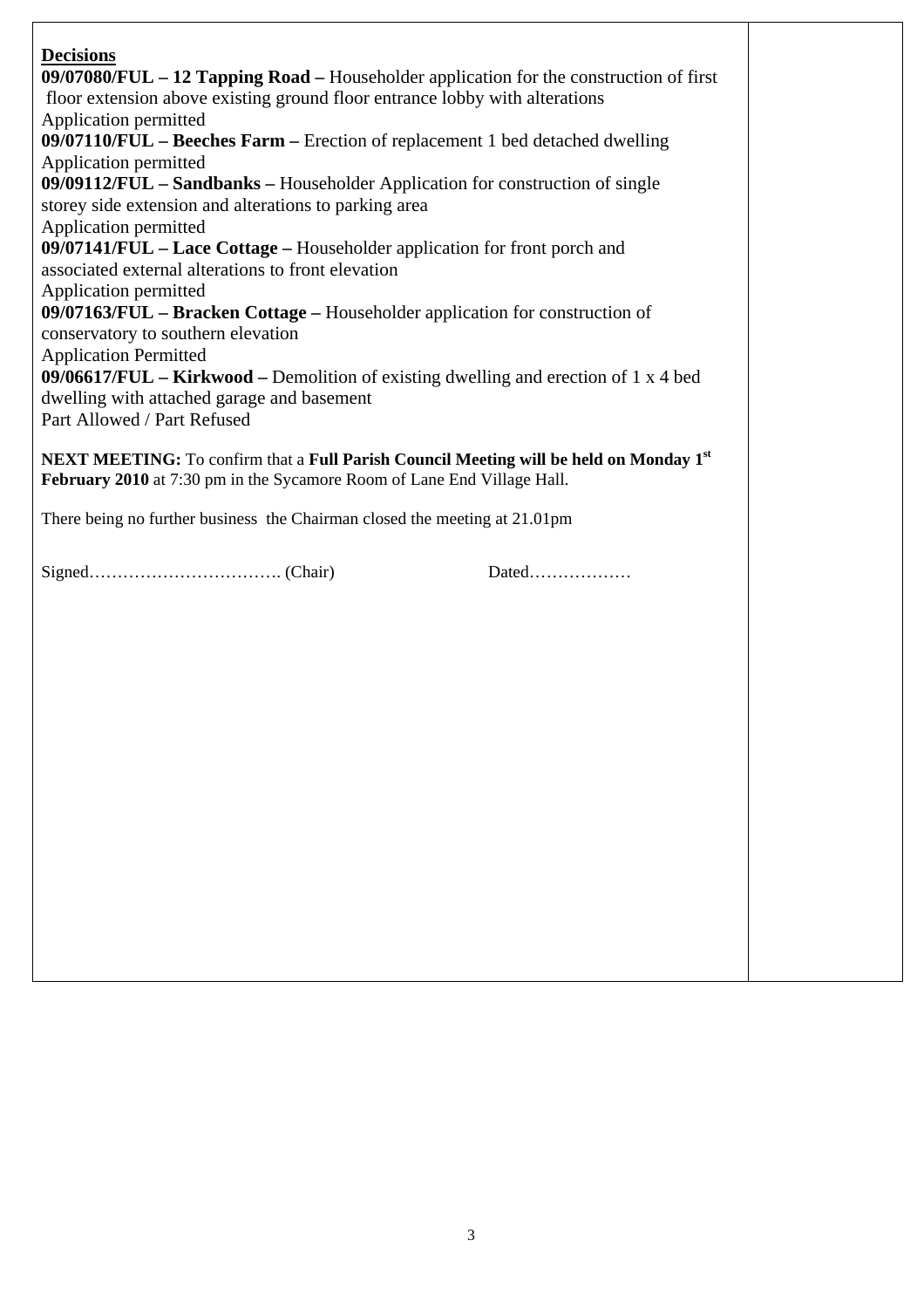**Decisions**

**09/07080/FUL – 12 Tapping Road –** Householder application for the construction of first floor extension above existing ground floor entrance lobby with alterations
Application permitted

**09/07110/FUL – Beeches Farm –** Erection of replacement 1 bed detached dwelling
Application permitted

**09/09112/FUL – Sandbanks –** Householder Application for construction of single storey side extension and alterations to parking area
Application permitted

**09/07141/FUL – Lace Cottage –** Householder application for front porch and associated external alterations to front elevation
Application permitted

**09/07163/FUL – Bracken Cottage –** Householder application for construction of conservatory to southern elevation
Application Permitted

**09/06617/FUL – Kirkwood –** Demolition of existing dwelling and erection of 1 x 4 bed dwelling with attached garage and basement
Part Allowed / Part Refused

**NEXT MEETING:** To confirm that a **Full Parish Council Meeting will be held on Monday 1st February 2010** at 7:30 pm in the Sycamore Room of Lane End Village Hall.

There being no further business the Chairman closed the meeting at 21.01pm

Signed……………………………. (Chair) Dated………………